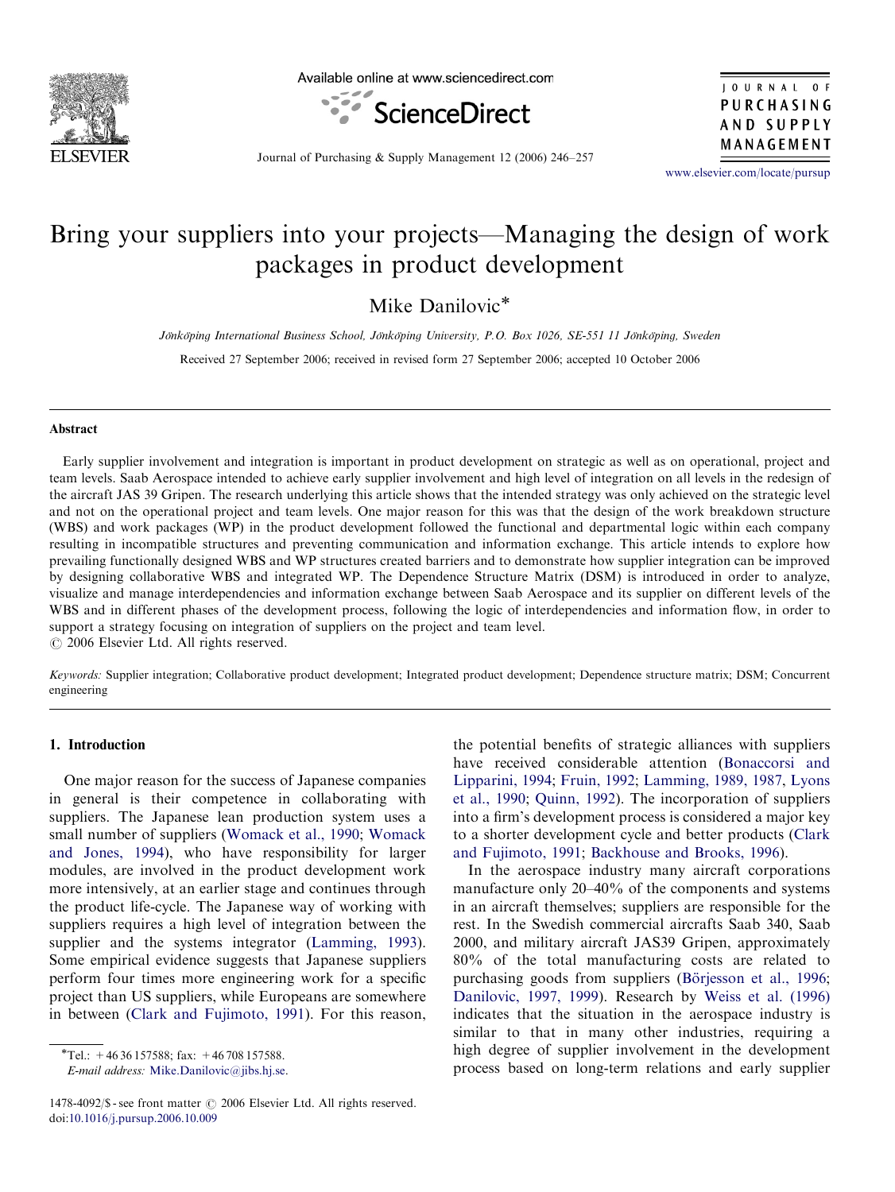# Bring your suppliers into your projects—Managing the design of work packages in product development

Mike Danilovic*

*Jönköping International Business School, Jönköping University, P.O. Box 1026, SE-551 11 Jönköping, Sweden*

Received 27 September 2006; received in revised form 27 September 2006; accepted 10 October 2006

## Abstract

Early supplier involvement and integration is important in product development on strategic as well as on operational, project and team levels. Saab Aerospace intended to achieve early supplier involvement and high level of integration on all levels in the redesign of the aircraft JAS 39 Gripen. The research underlying this article shows that the intended strategy was only achieved on the strategic level and not on the operational project and team levels. One major reason for this was that the design of the work breakdown structure (WBS) and work packages (WP) in the product development followed the functional and departmental logic within each company resulting in incompatible structures and preventing communication and information exchange. This article intends to explore how prevailing functionally designed WBS and WP structures created barriers and to demonstrate how supplier integration can be improved by designing collaborative WBS and integrated WP. The Dependence Structure Matrix (DSM) is introduced in order to analyze, visualize and manage interdependencies and information exchange between Saab Aerospace and its supplier on different levels of the WBS and in different phases of the development process, following the logic of interdependencies and information flow, in order to support a strategy focusing on integration of suppliers on the project and team level.

© 2006 Elsevier Ltd. All rights reserved.

*Keywords:* Supplier integration; Collaborative product development; Integrated product development; Dependence structure matrix; DSM; Concurrent engineering

## 1. Introduction

One major reason for the success of Japanese companies in general is their competence in collaborating with suppliers. The Japanese lean production system uses a small number of suppliers (Womack et al., 1990; Womack and Jones, 1994), who have responsibility for larger modules, are involved in the product development work more intensively, at an earlier stage and continues through the product life-cycle. The Japanese way of working with suppliers requires a high level of integration between the supplier and the systems integrator (Lamming, 1993). Some empirical evidence suggests that Japanese suppliers perform four times more engineering work for a specific project than US suppliers, while Europeans are somewhere in between (Clark and Fujimoto, 1991). For this reason, the potential benefits of strategic alliances with suppliers have received considerable attention (Bonaccorsi and Lipparini, 1994; Fruin, 1992; Lamming, 1989, 1987, Lyons et al., 1990; Quinn, 1992). The incorporation of suppliers into a firm's development process is considered a major key to a shorter development cycle and better products (Clark and Fujimoto, 1991; Backhouse and Brooks, 1996).

In the aerospace industry many aircraft corporations manufacture only 20–40% of the components and systems in an aircraft themselves; suppliers are responsible for the rest. In the Swedish commercial aircrafts Saab 340, Saab 2000, and military aircraft JAS39 Gripen, approximately 80% of the total manufacturing costs are related to purchasing goods from suppliers (Börjesson et al., 1996; Danilovic, 1997, 1999). Research by Weiss et al. (1996) indicates that the situation in the aerospace industry is similar to that in many other industries, requiring a high degree of supplier involvement in the development process based on long-term relations and early supplier

*Tel.: +46 36 157588; fax: +46 708 157588.
*E-mail address:* Mike.Danilovic@jibs.hj.se.

1478-4092/$ - see front matter © 2006 Elsevier Ltd. All rights reserved.
doi:10.1016/j.pursup.2006.10.009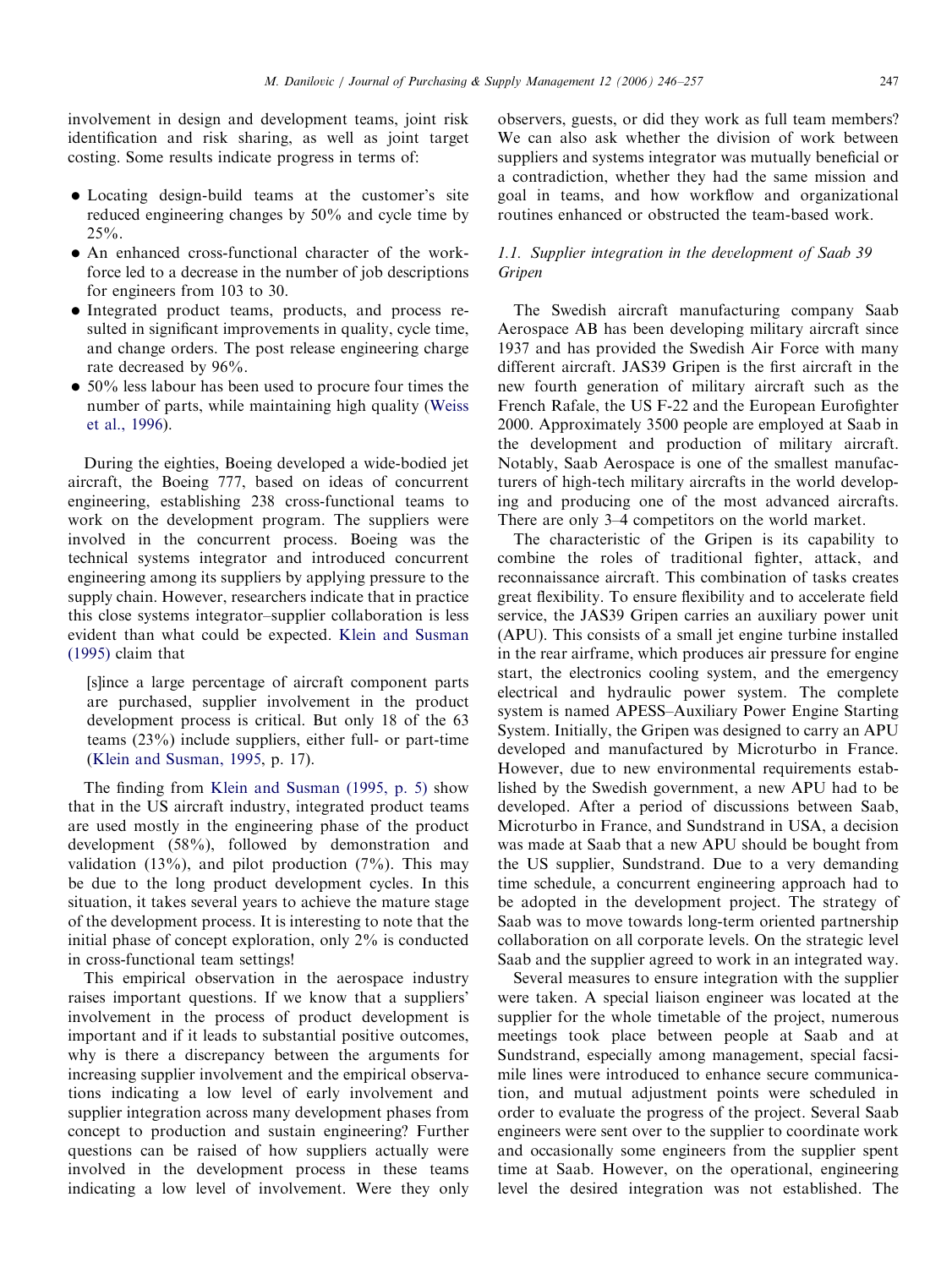involvement in design and development teams, joint risk identification and risk sharing, as well as joint target costing. Some results indicate progress in terms of:

- Locating design-build teams at the customer's site reduced engineering changes by 50% and cycle time by 25%.
- An enhanced cross-functional character of the workforce led to a decrease in the number of job descriptions for engineers from 103 to 30.
- Integrated product teams, products, and process resulted in significant improvements in quality, cycle time, and change orders. The post release engineering charge rate decreased by 96%.
- 50% less labour has been used to procure four times the number of parts, while maintaining high quality (Weiss et al., 1996).

During the eighties, Boeing developed a wide-bodied jet aircraft, the Boeing 777, based on ideas of concurrent engineering, establishing 238 cross-functional teams to work on the development program. The suppliers were involved in the concurrent process. Boeing was the technical systems integrator and introduced concurrent engineering among its suppliers by applying pressure to the supply chain. However, researchers indicate that in practice this close systems integrator–supplier collaboration is less evident than what could be expected. Klein and Susman (1995) claim that

> [s]ince a large percentage of aircraft component parts are purchased, supplier involvement in the product development process is critical. But only 18 of the 63 teams (23%) include suppliers, either full- or part-time (Klein and Susman, 1995, p. 17).

The finding from Klein and Susman (1995, p. 5) show that in the US aircraft industry, integrated product teams are used mostly in the engineering phase of the product development (58%), followed by demonstration and validation (13%), and pilot production (7%). This may be due to the long product development cycles. In this situation, it takes several years to achieve the mature stage of the development process. It is interesting to note that the initial phase of concept exploration, only 2% is conducted in cross-functional team settings!

This empirical observation in the aerospace industry raises important questions. If we know that a suppliers' involvement in the process of product development is important and if it leads to substantial positive outcomes, why is there a discrepancy between the arguments for increasing supplier involvement and the empirical observations indicating a low level of early involvement and supplier integration across many development phases from concept to production and sustain engineering? Further questions can be raised of how suppliers actually were involved in the development process in these teams indicating a low level of involvement. Were they only observers, guests, or did they work as full team members? We can also ask whether the division of work between suppliers and systems integrator was mutually beneficial or a contradiction, whether they had the same mission and goal in teams, and how workflow and organizational routines enhanced or obstructed the team-based work.

### *1.1. Supplier integration in the development of Saab 39 Gripen*

The Swedish aircraft manufacturing company Saab Aerospace AB has been developing military aircraft since 1937 and has provided the Swedish Air Force with many different aircraft. JAS39 Gripen is the first aircraft in the new fourth generation of military aircraft such as the French Rafale, the US F-22 and the European Eurofighter 2000. Approximately 3500 people are employed at Saab in the development and production of military aircraft. Notably, Saab Aerospace is one of the smallest manufacturers of high-tech military aircrafts in the world developing and producing one of the most advanced aircrafts. There are only 3–4 competitors on the world market.

The characteristic of the Gripen is its capability to combine the roles of traditional fighter, attack, and reconnaissance aircraft. This combination of tasks creates great flexibility. To ensure flexibility and to accelerate field service, the JAS39 Gripen carries an auxiliary power unit (APU). This consists of a small jet engine turbine installed in the rear airframe, which produces air pressure for engine start, the electronics cooling system, and the emergency electrical and hydraulic power system. The complete system is named APESS–Auxiliary Power Engine Starting System. Initially, the Gripen was designed to carry an APU developed and manufactured by Microturbo in France. However, due to new environmental requirements established by the Swedish government, a new APU had to be developed. After a period of discussions between Saab, Microturbo in France, and Sundstrand in USA, a decision was made at Saab that a new APU should be bought from the US supplier, Sundstrand. Due to a very demanding time schedule, a concurrent engineering approach had to be adopted in the development project. The strategy of Saab was to move towards long-term oriented partnership collaboration on all corporate levels. On the strategic level Saab and the supplier agreed to work in an integrated way.

Several measures to ensure integration with the supplier were taken. A special liaison engineer was located at the supplier for the whole timetable of the project, numerous meetings took place between people at Saab and at Sundstrand, especially among management, special facsimile lines were introduced to enhance secure communication, and mutual adjustment points were scheduled in order to evaluate the progress of the project. Several Saab engineers were sent over to the supplier to coordinate work and occasionally some engineers from the supplier spent time at Saab. However, on the operational, engineering level the desired integration was not established. The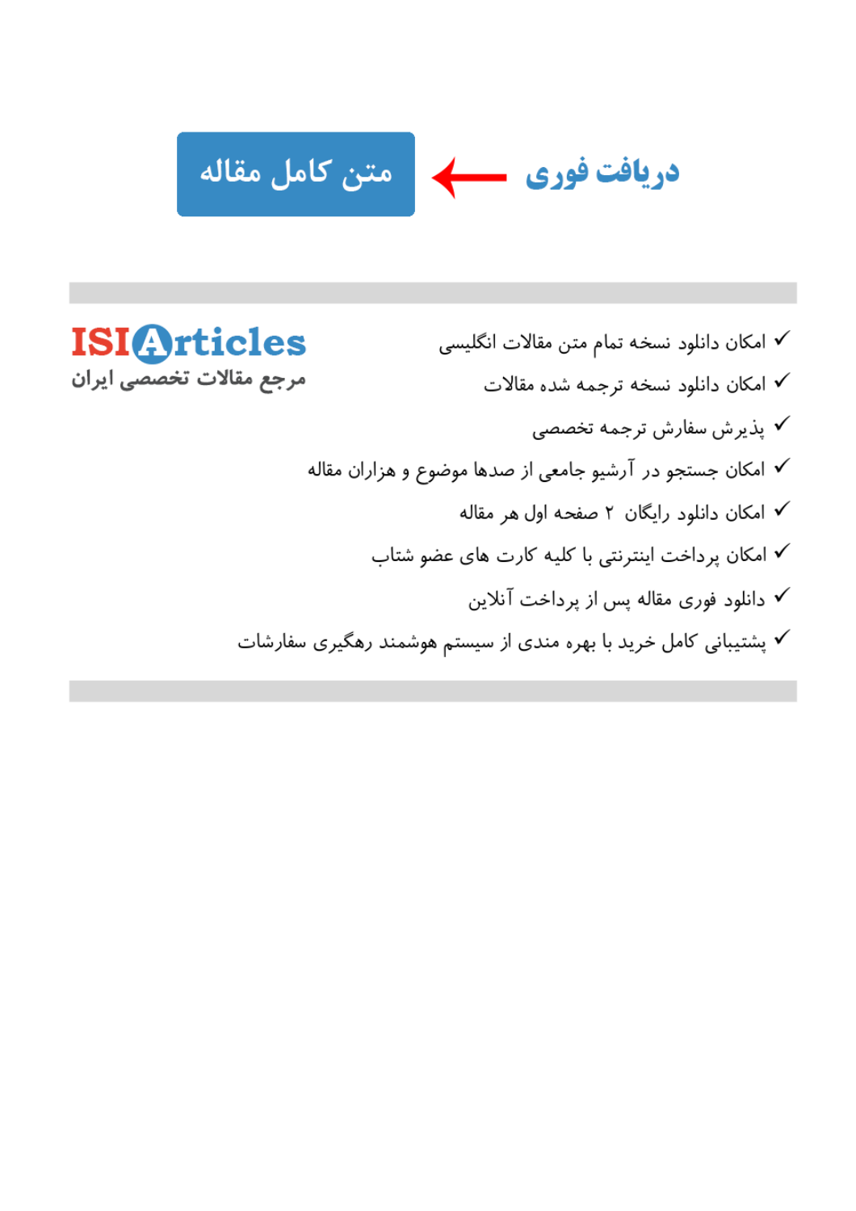دریافت فوری ← متن کامل مقاله

**ISIArticles**
مرجع مقالات تخصصی ایران

- ✓ امکان دانلود نسخه تمام متن مقالات انگلیسی
- ✓ امکان دانلود نسخه ترجمه شده مقالات
- ✓ پذیرش سفارش ترجمه تخصصی
- ✓ امکان جستجو در آرشیو جامعی از صدها موضوع و هزاران مقاله
- ✓ امکان دانلود رایگان ۲ صفحه اول هر مقاله
- ✓ امکان پرداخت اینترنتی با کلیه کارت های عضو شتاب
- ✓ دانلود فوری مقاله پس از پرداخت آنلاین
- ✓ پشتیبانی کامل خرید با بهره مندی از سیستم هوشمند رهگیری سفارشات